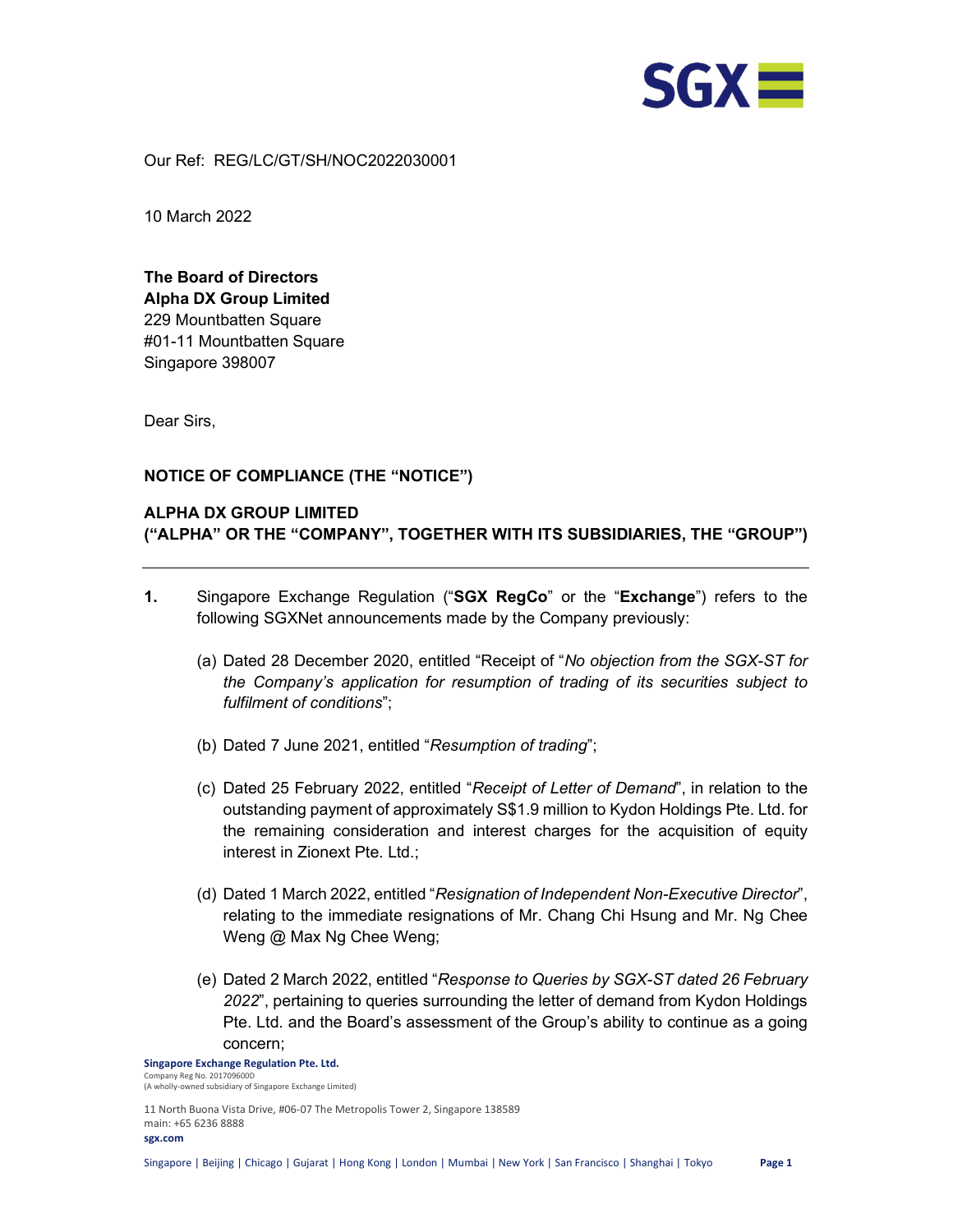Our Ref: REG/LC/GT/SH/NOC2022030001

10 March 2022

**The Board of Directors**
**Alpha DX Group Limited**
229 Mountbatten Square
#01-11 Mountbatten Square
Singapore 398007

Dear Sirs,

**NOTICE OF COMPLIANCE (THE "NOTICE")**

**ALPHA DX GROUP LIMITED**
**("ALPHA" OR THE "COMPANY", TOGETHER WITH ITS SUBSIDIARIES, THE "GROUP")**

---

**1.** Singapore Exchange Regulation ("**SGX RegCo**" or the "**Exchange**") refers to the following SGXNet announcements made by the Company previously:

(a) Dated 28 December 2020, entitled "Receipt of "*No objection from the SGX-ST for the Company's application for resumption of trading of its securities subject to fulfilment of conditions*";

(b) Dated 7 June 2021, entitled "*Resumption of trading*";

(c) Dated 25 February 2022, entitled "*Receipt of Letter of Demand*", in relation to the outstanding payment of approximately S$1.9 million to Kydon Holdings Pte. Ltd. for the remaining consideration and interest charges for the acquisition of equity interest in Zionext Pte. Ltd.;

(d) Dated 1 March 2022, entitled "*Resignation of Independent Non-Executive Director*", relating to the immediate resignations of Mr. Chang Chi Hsung and Mr. Ng Chee Weng @ Max Ng Chee Weng;

(e) Dated 2 March 2022, entitled "*Response to Queries by SGX-ST dated 26 February 2022*", pertaining to queries surrounding the letter of demand from Kydon Holdings Pte. Ltd. and the Board's assessment of the Group's ability to continue as a going concern;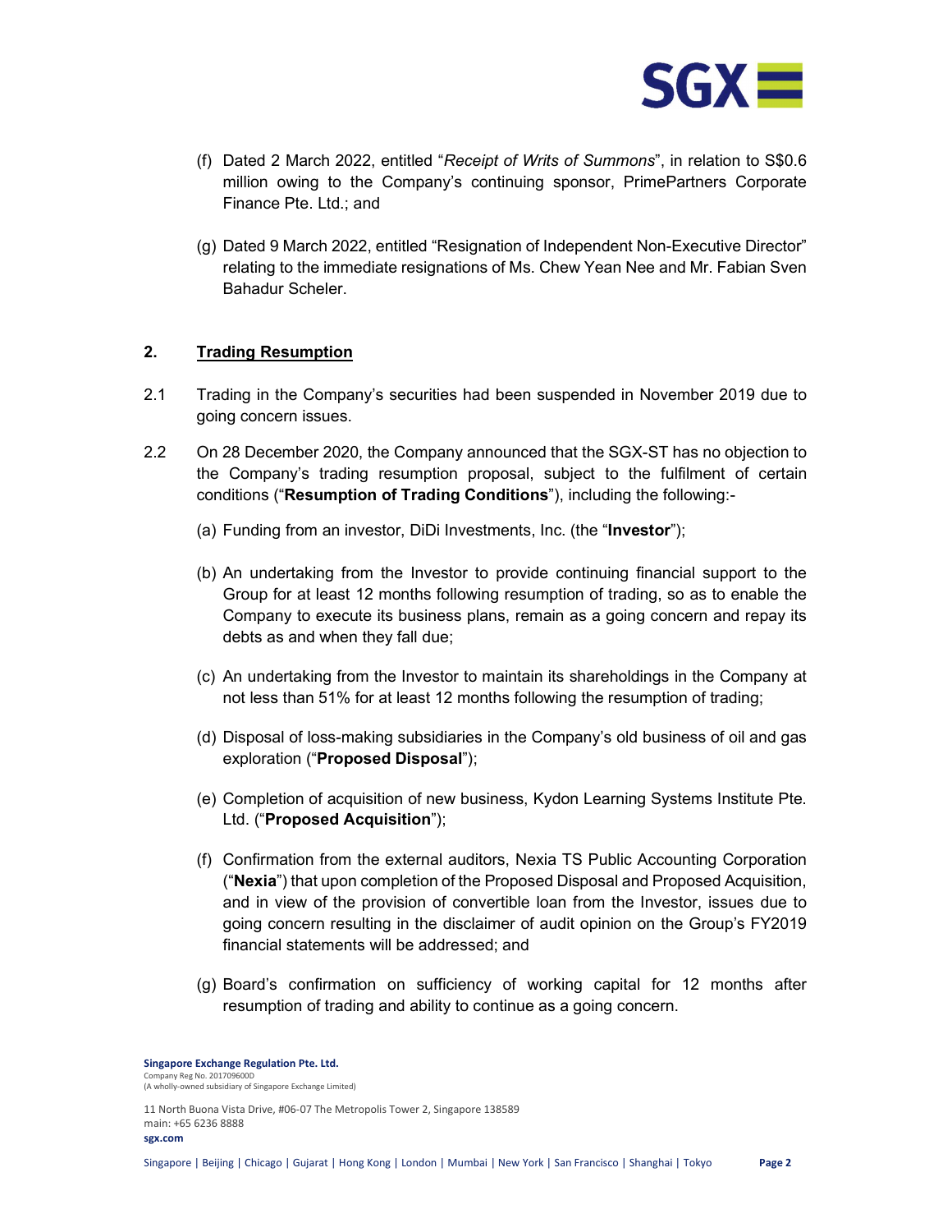(f) Dated 2 March 2022, entitled "*Receipt of Writs of Summons*", in relation to S$0.6 million owing to the Company's continuing sponsor, PrimePartners Corporate Finance Pte. Ltd.; and

(g) Dated 9 March 2022, entitled "Resignation of Independent Non-Executive Director" relating to the immediate resignations of Ms. Chew Yean Nee and Mr. Fabian Sven Bahadur Scheler.

## 2. <u>Trading Resumption</u>

2.1 Trading in the Company's securities had been suspended in November 2019 due to going concern issues.

2.2 On 28 December 2020, the Company announced that the SGX-ST has no objection to the Company's trading resumption proposal, subject to the fulfilment of certain conditions ("**Resumption of Trading Conditions**"), including the following:-

(a) Funding from an investor, DiDi Investments, Inc. (the "**Investor**");

(b) An undertaking from the Investor to provide continuing financial support to the Group for at least 12 months following resumption of trading, so as to enable the Company to execute its business plans, remain as a going concern and repay its debts as and when they fall due;

(c) An undertaking from the Investor to maintain its shareholdings in the Company at not less than 51% for at least 12 months following the resumption of trading;

(d) Disposal of loss-making subsidiaries in the Company's old business of oil and gas exploration ("**Proposed Disposal**");

(e) Completion of acquisition of new business, Kydon Learning Systems Institute Pte. Ltd. ("**Proposed Acquisition**");

(f) Confirmation from the external auditors, Nexia TS Public Accounting Corporation ("**Nexia**") that upon completion of the Proposed Disposal and Proposed Acquisition, and in view of the provision of convertible loan from the Investor, issues due to going concern resulting in the disclaimer of audit opinion on the Group's FY2019 financial statements will be addressed; and

(g) Board's confirmation on sufficiency of working capital for 12 months after resumption of trading and ability to continue as a going concern.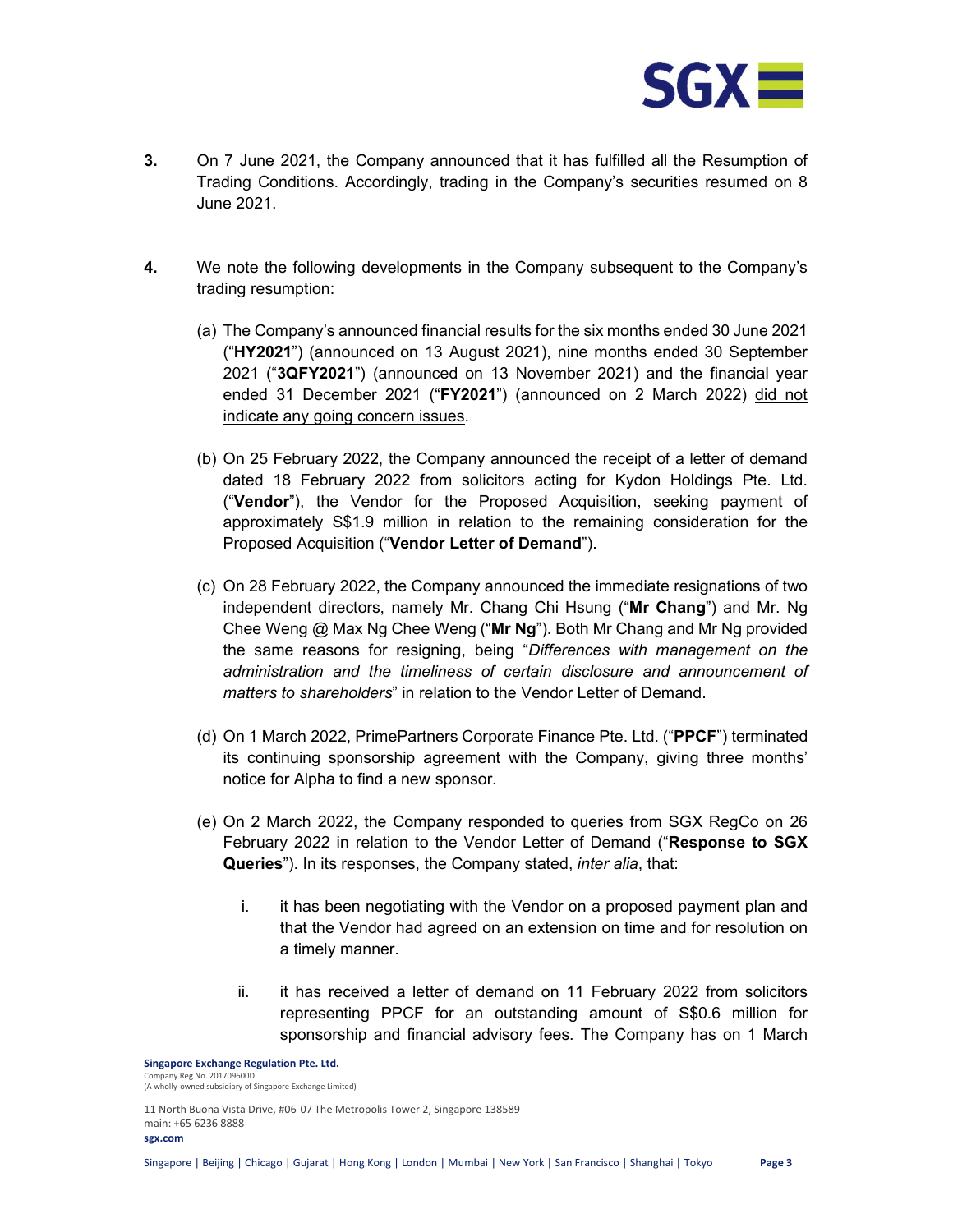**3.** On 7 June 2021, the Company announced that it has fulfilled all the Resumption of Trading Conditions. Accordingly, trading in the Company's securities resumed on 8 June 2021.

**4.** We note the following developments in the Company subsequent to the Company's trading resumption:

(a) The Company's announced financial results for the six months ended 30 June 2021 ("**HY2021**") (announced on 13 August 2021), nine months ended 30 September 2021 ("**3QFY2021**") (announced on 13 November 2021) and the financial year ended 31 December 2021 ("**FY2021**") (announced on 2 March 2022) <u>did not indicate any going concern issues</u>.

(b) On 25 February 2022, the Company announced the receipt of a letter of demand dated 18 February 2022 from solicitors acting for Kydon Holdings Pte. Ltd. ("**Vendor**"), the Vendor for the Proposed Acquisition, seeking payment of approximately S$1.9 million in relation to the remaining consideration for the Proposed Acquisition ("**Vendor Letter of Demand**").

(c) On 28 February 2022, the Company announced the immediate resignations of two independent directors, namely Mr. Chang Chi Hsung ("**Mr Chang**") and Mr. Ng Chee Weng @ Max Ng Chee Weng ("**Mr Ng**"). Both Mr Chang and Mr Ng provided the same reasons for resigning, being "*Differences with management on the administration and the timeliness of certain disclosure and announcement of matters to shareholders*" in relation to the Vendor Letter of Demand.

(d) On 1 March 2022, PrimePartners Corporate Finance Pte. Ltd. ("**PPCF**") terminated its continuing sponsorship agreement with the Company, giving three months' notice for Alpha to find a new sponsor.

(e) On 2 March 2022, the Company responded to queries from SGX RegCo on 26 February 2022 in relation to the Vendor Letter of Demand ("**Response to SGX Queries**"). In its responses, the Company stated, *inter alia*, that:

   i. it has been negotiating with the Vendor on a proposed payment plan and that the Vendor had agreed on an extension on time and for resolution on a timely manner.

   ii. it has received a letter of demand on 11 February 2022 from solicitors representing PPCF for an outstanding amount of S$0.6 million for sponsorship and financial advisory fees. The Company has on 1 March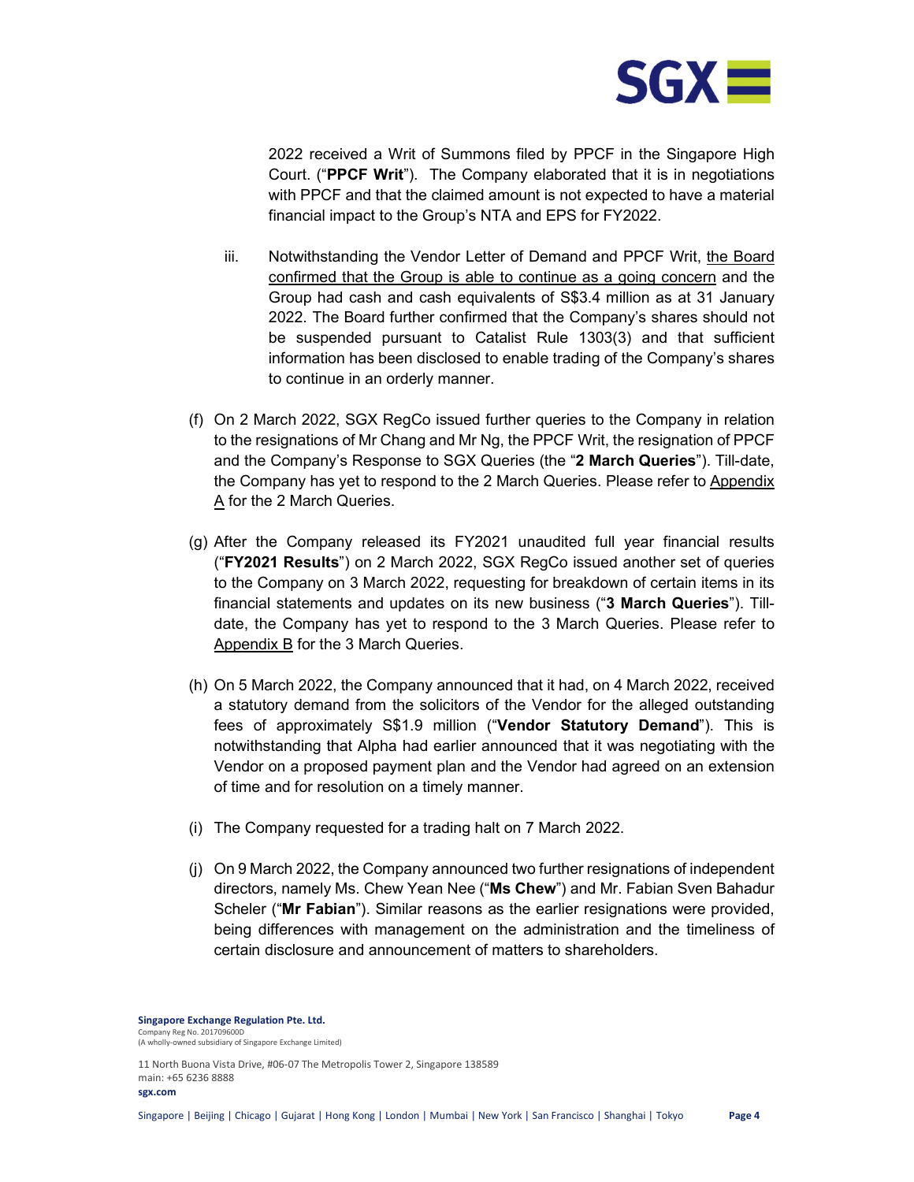2022 received a Writ of Summons filed by PPCF in the Singapore High Court. ("**PPCF Writ**"). The Company elaborated that it is in negotiations with PPCF and that the claimed amount is not expected to have a material financial impact to the Group's NTA and EPS for FY2022.

iii. Notwithstanding the Vendor Letter of Demand and PPCF Writ, the Board confirmed that the Group is able to continue as a going concern and the Group had cash and cash equivalents of S$3.4 million as at 31 January 2022. The Board further confirmed that the Company's shares should not be suspended pursuant to Catalist Rule 1303(3) and that sufficient information has been disclosed to enable trading of the Company's shares to continue in an orderly manner.

(f) On 2 March 2022, SGX RegCo issued further queries to the Company in relation to the resignations of Mr Chang and Mr Ng, the PPCF Writ, the resignation of PPCF and the Company's Response to SGX Queries (the "**2 March Queries**"). Till-date, the Company has yet to respond to the 2 March Queries. Please refer to Appendix A for the 2 March Queries.

(g) After the Company released its FY2021 unaudited full year financial results ("**FY2021 Results**") on 2 March 2022, SGX RegCo issued another set of queries to the Company on 3 March 2022, requesting for breakdown of certain items in its financial statements and updates on its new business ("**3 March Queries**"). Till-date, the Company has yet to respond to the 3 March Queries. Please refer to Appendix B for the 3 March Queries.

(h) On 5 March 2022, the Company announced that it had, on 4 March 2022, received a statutory demand from the solicitors of the Vendor for the alleged outstanding fees of approximately S$1.9 million ("**Vendor Statutory Demand**"). This is notwithstanding that Alpha had earlier announced that it was negotiating with the Vendor on a proposed payment plan and the Vendor had agreed on an extension of time and for resolution on a timely manner.

(i) The Company requested for a trading halt on 7 March 2022.

(j) On 9 March 2022, the Company announced two further resignations of independent directors, namely Ms. Chew Yean Nee ("**Ms Chew**") and Mr. Fabian Sven Bahadur Scheler ("**Mr Fabian**"). Similar reasons as the earlier resignations were provided, being differences with management on the administration and the timeliness of certain disclosure and announcement of matters to shareholders.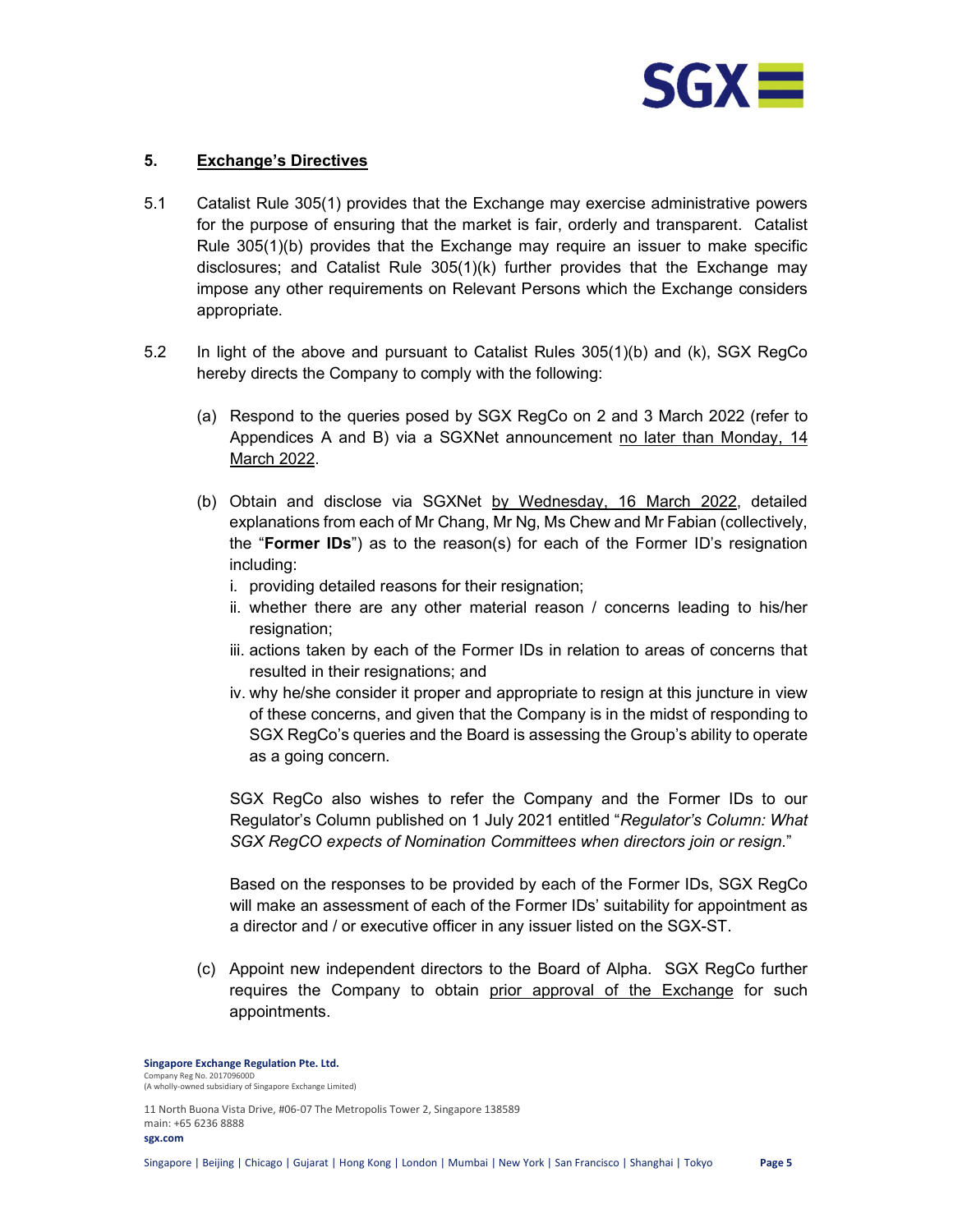## 5. Exchange's Directives

5.1 Catalist Rule 305(1) provides that the Exchange may exercise administrative powers for the purpose of ensuring that the market is fair, orderly and transparent. Catalist Rule 305(1)(b) provides that the Exchange may require an issuer to make specific disclosures; and Catalist Rule 305(1)(k) further provides that the Exchange may impose any other requirements on Relevant Persons which the Exchange considers appropriate.

5.2 In light of the above and pursuant to Catalist Rules 305(1)(b) and (k), SGX RegCo hereby directs the Company to comply with the following:

(a) Respond to the queries posed by SGX RegCo on 2 and 3 March 2022 (refer to Appendices A and B) via a SGXNet announcement no later than Monday, 14 March 2022.

(b) Obtain and disclose via SGXNet by Wednesday, 16 March 2022, detailed explanations from each of Mr Chang, Mr Ng, Ms Chew and Mr Fabian (collectively, the "**Former IDs**") as to the reason(s) for each of the Former ID's resignation including:

i. providing detailed reasons for their resignation;
ii. whether there are any other material reason / concerns leading to his/her resignation;
iii. actions taken by each of the Former IDs in relation to areas of concerns that resulted in their resignations; and
iv. why he/she consider it proper and appropriate to resign at this juncture in view of these concerns, and given that the Company is in the midst of responding to SGX RegCo's queries and the Board is assessing the Group's ability to operate as a going concern.

SGX RegCo also wishes to refer the Company and the Former IDs to our Regulator's Column published on 1 July 2021 entitled "*Regulator's Column: What SGX RegCO expects of Nomination Committees when directors join or resign.*"

Based on the responses to be provided by each of the Former IDs, SGX RegCo will make an assessment of each of the Former IDs' suitability for appointment as a director and / or executive officer in any issuer listed on the SGX-ST.

(c) Appoint new independent directors to the Board of Alpha. SGX RegCo further requires the Company to obtain prior approval of the Exchange for such appointments.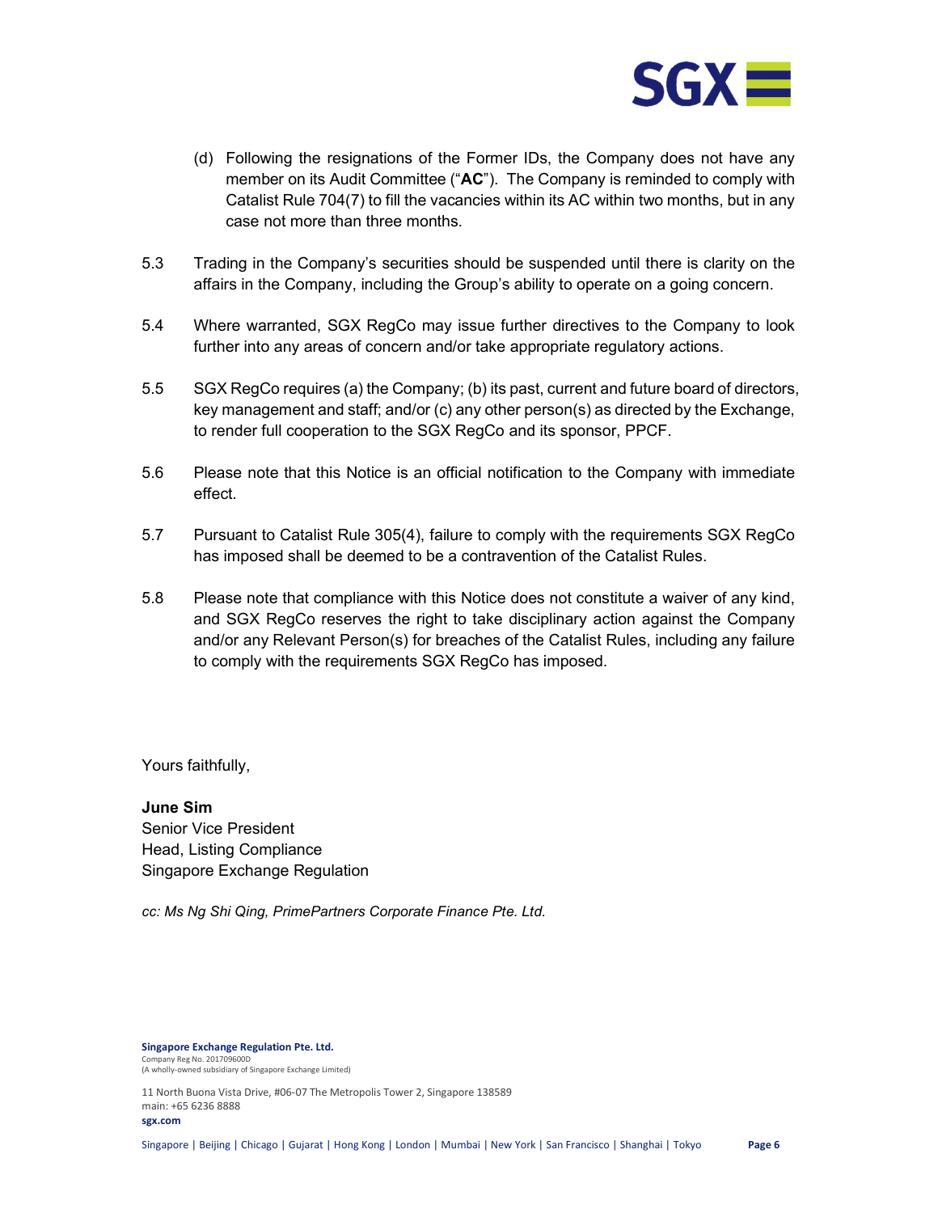(d) Following the resignations of the Former IDs, the Company does not have any member on its Audit Committee ("**AC**"). The Company is reminded to comply with Catalist Rule 704(7) to fill the vacancies within its AC within two months, but in any case not more than three months.

5.3 Trading in the Company's securities should be suspended until there is clarity on the affairs in the Company, including the Group's ability to operate on a going concern.

5.4 Where warranted, SGX RegCo may issue further directives to the Company to look further into any areas of concern and/or take appropriate regulatory actions.

5.5 SGX RegCo requires (a) the Company; (b) its past, current and future board of directors, key management and staff; and/or (c) any other person(s) as directed by the Exchange, to render full cooperation to the SGX RegCo and its sponsor, PPCF.

5.6 Please note that this Notice is an official notification to the Company with immediate effect.

5.7 Pursuant to Catalist Rule 305(4), failure to comply with the requirements SGX RegCo has imposed shall be deemed to be a contravention of the Catalist Rules.

5.8 Please note that compliance with this Notice does not constitute a waiver of any kind, and SGX RegCo reserves the right to take disciplinary action against the Company and/or any Relevant Person(s) for breaches of the Catalist Rules, including any failure to comply with the requirements SGX RegCo has imposed.

Yours faithfully,

**June Sim**
Senior Vice President
Head, Listing Compliance
Singapore Exchange Regulation

*cc: Ms Ng Shi Qing, PrimePartners Corporate Finance Pte. Ltd.*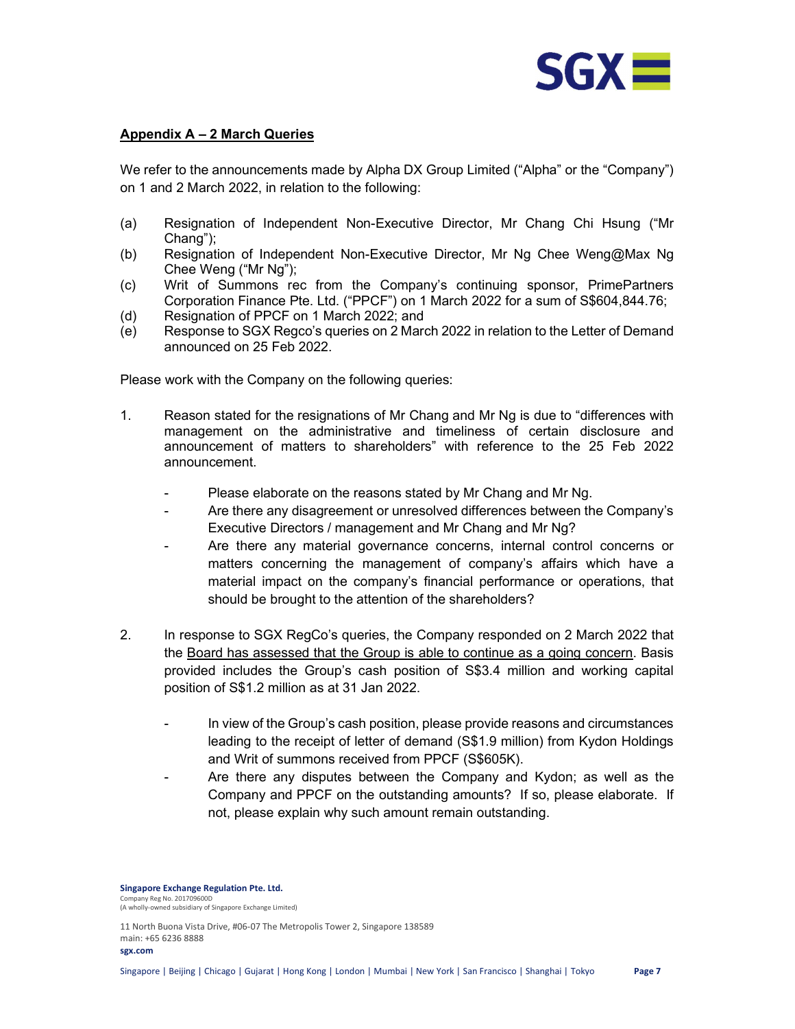## Appendix A – 2 March Queries

We refer to the announcements made by Alpha DX Group Limited ("Alpha" or the "Company") on 1 and 2 March 2022, in relation to the following:

(a) Resignation of Independent Non-Executive Director, Mr Chang Chi Hsung ("Mr Chang");
(b) Resignation of Independent Non-Executive Director, Mr Ng Chee Weng@Max Ng Chee Weng ("Mr Ng");
(c) Writ of Summons rec from the Company's continuing sponsor, PrimePartners Corporation Finance Pte. Ltd. ("PPCF") on 1 March 2022 for a sum of S$604,844.76;
(d) Resignation of PPCF on 1 March 2022; and
(e) Response to SGX Regco's queries on 2 March 2022 in relation to the Letter of Demand announced on 25 Feb 2022.

Please work with the Company on the following queries:

1. Reason stated for the resignations of Mr Chang and Mr Ng is due to "differences with management on the administrative and timeliness of certain disclosure and announcement of matters to shareholders" with reference to the 25 Feb 2022 announcement.

   - Please elaborate on the reasons stated by Mr Chang and Mr Ng.
   - Are there any disagreement or unresolved differences between the Company's Executive Directors / management and Mr Chang and Mr Ng?
   - Are there any material governance concerns, internal control concerns or matters concerning the management of company's affairs which have a material impact on the company's financial performance or operations, that should be brought to the attention of the shareholders?

2. In response to SGX RegCo's queries, the Company responded on 2 March 2022 that the <u>Board has assessed that the Group is able to continue as a going concern</u>. Basis provided includes the Group's cash position of S$3.4 million and working capital position of S$1.2 million as at 31 Jan 2022.

   - In view of the Group's cash position, please provide reasons and circumstances leading to the receipt of letter of demand (S$1.9 million) from Kydon Holdings and Writ of summons received from PPCF (S$605K).
   - Are there any disputes between the Company and Kydon; as well as the Company and PPCF on the outstanding amounts? If so, please elaborate. If not, please explain why such amount remain outstanding.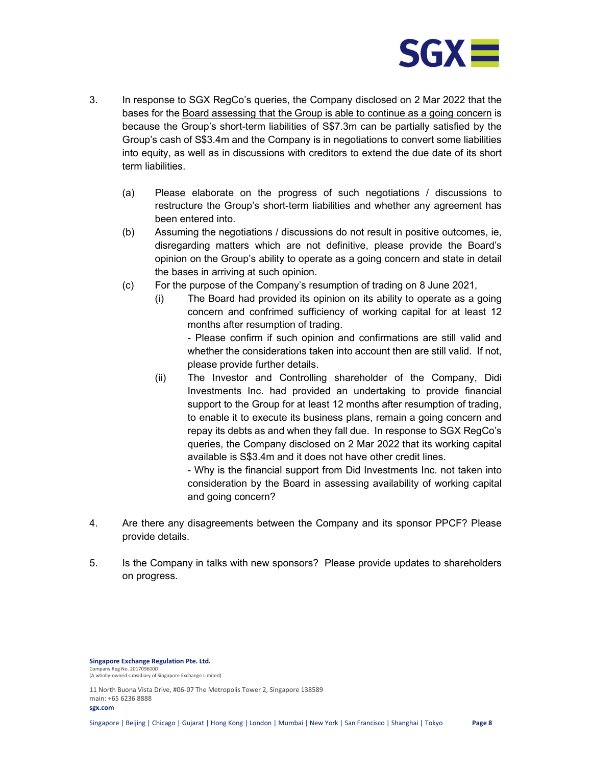3. In response to SGX RegCo's queries, the Company disclosed on 2 Mar 2022 that the bases for the Board assessing that the Group is able to continue as a going concern is because the Group's short-term liabilities of S$7.3m can be partially satisfied by the Group's cash of S$3.4m and the Company is in negotiations to convert some liabilities into equity, as well as in discussions with creditors to extend the due date of its short term liabilities.

   (a) Please elaborate on the progress of such negotiations / discussions to restructure the Group's short-term liabilities and whether any agreement has been entered into.

   (b) Assuming the negotiations / discussions do not result in positive outcomes, ie, disregarding matters which are not definitive, please provide the Board's opinion on the Group's ability to operate as a going concern and state in detail the bases in arriving at such opinion.

   (c) For the purpose of the Company's resumption of trading on 8 June 2021,

      (i) The Board had provided its opinion on its ability to operate as a going concern and confrimed sufficiency of working capital for at least 12 months after resumption of trading.

         - Please confirm if such opinion and confirmations are still valid and whether the considerations taken into account then are still valid. If not, please provide further details.

      (ii) The Investor and Controlling shareholder of the Company, Didi Investments Inc. had provided an undertaking to provide financial support to the Group for at least 12 months after resumption of trading, to enable it to execute its business plans, remain a going concern and repay its debts as and when they fall due. In response to SGX RegCo's queries, the Company disclosed on 2 Mar 2022 that its working capital available is S$3.4m and it does not have other credit lines.

         - Why is the financial support from Did Investments Inc. not taken into consideration by the Board in assessing availability of working capital and going concern?

4. Are there any disagreements between the Company and its sponsor PPCF? Please provide details.

5. Is the Company in talks with new sponsors? Please provide updates to shareholders on progress.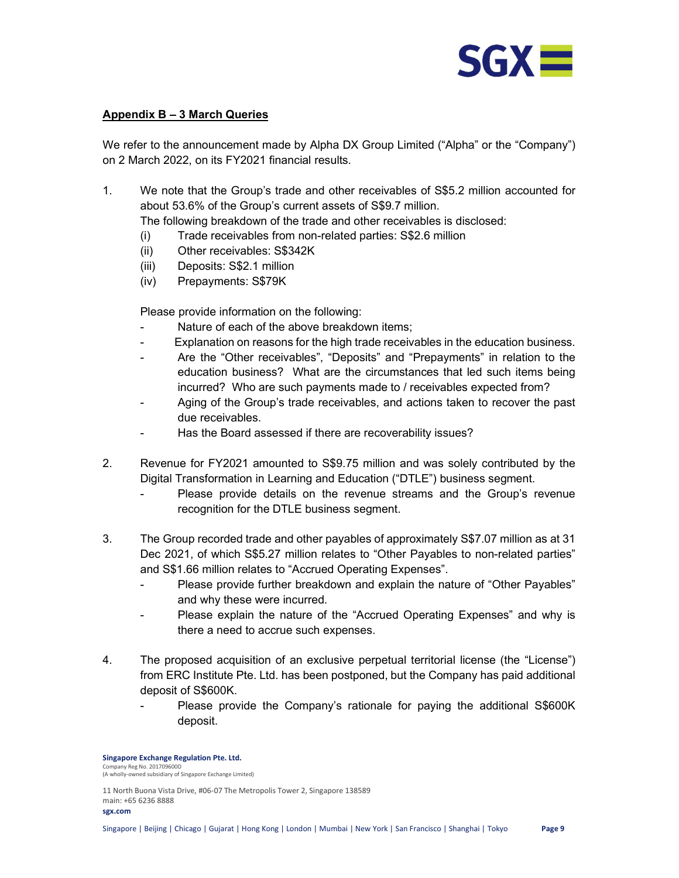**Appendix B – 3 March Queries**

We refer to the announcement made by Alpha DX Group Limited ("Alpha" or the "Company") on 2 March 2022, on its FY2021 financial results.

1. We note that the Group's trade and other receivables of S$5.2 million accounted for about 53.6% of the Group's current assets of S$9.7 million.
   The following breakdown of the trade and other receivables is disclosed:
   (i) Trade receivables from non-related parties: S$2.6 million
   (ii) Other receivables: S$342K
   (iii) Deposits: S$2.1 million
   (iv) Prepayments: S$79K

   Please provide information on the following:
   - Nature of each of the above breakdown items;
   - Explanation on reasons for the high trade receivables in the education business.
   - Are the "Other receivables", "Deposits" and "Prepayments" in relation to the education business? What are the circumstances that led such items being incurred? Who are such payments made to / receivables expected from?
   - Aging of the Group's trade receivables, and actions taken to recover the past due receivables.
   - Has the Board assessed if there are recoverability issues?

2. Revenue for FY2021 amounted to S$9.75 million and was solely contributed by the Digital Transformation in Learning and Education ("DTLE") business segment.
   - Please provide details on the revenue streams and the Group's revenue recognition for the DTLE business segment.

3. The Group recorded trade and other payables of approximately S$7.07 million as at 31 Dec 2021, of which S$5.27 million relates to "Other Payables to non-related parties" and S$1.66 million relates to "Accrued Operating Expenses".
   - Please provide further breakdown and explain the nature of "Other Payables" and why these were incurred.
   - Please explain the nature of the "Accrued Operating Expenses" and why is there a need to accrue such expenses.

4. The proposed acquisition of an exclusive perpetual territorial license (the "License") from ERC Institute Pte. Ltd. has been postponed, but the Company has paid additional deposit of S$600K.
   - Please provide the Company's rationale for paying the additional S$600K deposit.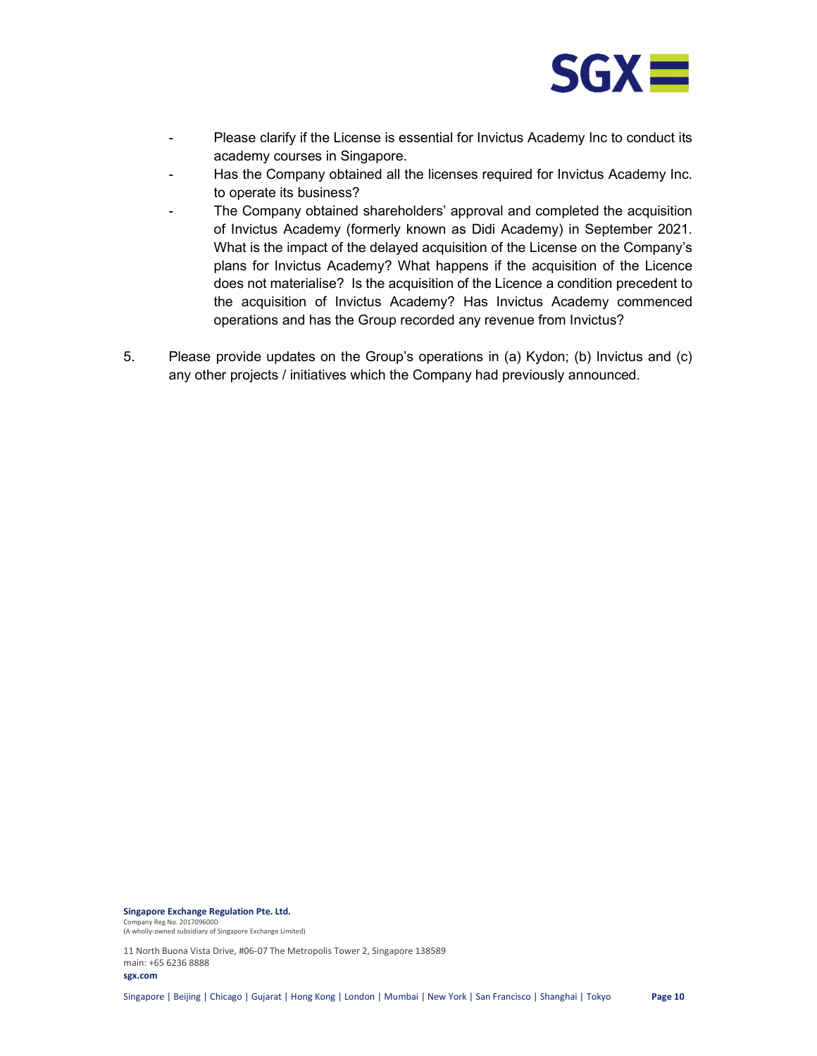- Please clarify if the License is essential for Invictus Academy Inc to conduct its academy courses in Singapore.
- Has the Company obtained all the licenses required for Invictus Academy Inc. to operate its business?
- The Company obtained shareholders' approval and completed the acquisition of Invictus Academy (formerly known as Didi Academy) in September 2021. What is the impact of the delayed acquisition of the License on the Company's plans for Invictus Academy? What happens if the acquisition of the Licence does not materialise? Is the acquisition of the Licence a condition precedent to the acquisition of Invictus Academy? Has Invictus Academy commenced operations and has the Group recorded any revenue from Invictus?

5. Please provide updates on the Group's operations in (a) Kydon; (b) Invictus and (c) any other projects / initiatives which the Company had previously announced.